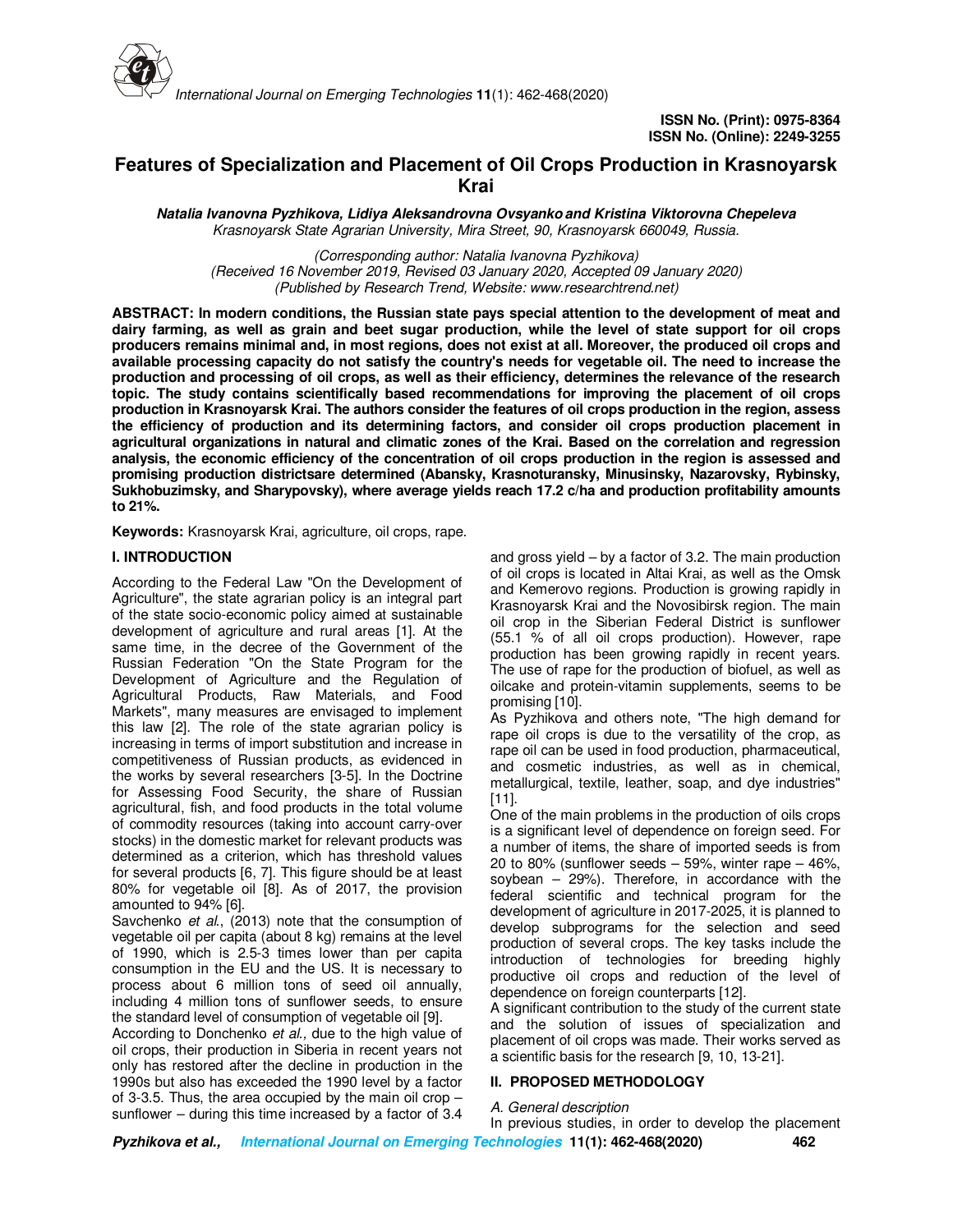ISSN No. (Print): 0975-8364
ISSN No. (Online): 2249-3255

# Features of Specialization and Placement of Oil Crops Production in Krasnoyarsk Krai

***Natalia Ivanovna Pyzhikova, Lidiya Aleksandrovna Ovsyanko and Kristina Viktorovna Chepeleva***
*Krasnoyarsk State Agrarian University, Mira Street, 90, Krasnoyarsk 660049, Russia.*

*(Corresponding author: Natalia Ivanovna Pyzhikova)*
*(Received 16 November 2019, Revised 03 January 2020, Accepted 09 January 2020)*
*(Published by Research Trend, Website: www.researchtrend.net)*

**ABSTRACT: In modern conditions, the Russian state pays special attention to the development of meat and dairy farming, as well as grain and beet sugar production, while the level of state support for oil crops producers remains minimal and, in most regions, does not exist at all. Moreover, the produced oil crops and available processing capacity do not satisfy the country's needs for vegetable oil. The need to increase the production and processing of oil crops, as well as their efficiency, determines the relevance of the research topic. The study contains scientifically based recommendations for improving the placement of oil crops production in Krasnoyarsk Krai. The authors consider the features of oil crops production in the region, assess the efficiency of production and its determining factors, and consider oil crops production placement in agricultural organizations in natural and climatic zones of the Krai. Based on the correlation and regression analysis, the economic efficiency of the concentration of oil crops production in the region is assessed and promising production districtsare determined (Abansky, Krasnoturansky, Minusinsky, Nazarovsky, Rybinsky, Sukhobuzimsky, and Sharypovsky), where average yields reach 17.2 c/ha and production profitability amounts to 21%.**

**Keywords:** Krasnoyarsk Krai, agriculture, oil crops, rape.

## I. INTRODUCTION

According to the Federal Law "On the Development of Agriculture", the state agrarian policy is an integral part of the state socio-economic policy aimed at sustainable development of agriculture and rural areas [1]. At the same time, in the decree of the Government of the Russian Federation "On the State Program for the Development of Agriculture and the Regulation of Agricultural Products, Raw Materials, and Food Markets", many measures are envisaged to implement this law [2]. The role of the state agrarian policy is increasing in terms of import substitution and increase in competitiveness of Russian products, as evidenced in the works by several researchers [3-5]. In the Doctrine for Assessing Food Security, the share of Russian agricultural, fish, and food products in the total volume of commodity resources (taking into account carry-over stocks) in the domestic market for relevant products was determined as a criterion, which has threshold values for several products [6, 7]. This figure should be at least 80% for vegetable oil [8]. As of 2017, the provision amounted to 94% [6].

Savchenko *et al.*, (2013) note that the consumption of vegetable oil per capita (about 8 kg) remains at the level of 1990, which is 2.5-3 times lower than per capita consumption in the EU and the US. It is necessary to process about 6 million tons of seed oil annually, including 4 million tons of sunflower seeds, to ensure the standard level of consumption of vegetable oil [9].

According to Donchenko *et al.,* due to the high value of oil crops, their production in Siberia in recent years not only has restored after the decline in production in the 1990s but also has exceeded the 1990 level by a factor of 3-3.5. Thus, the area occupied by the main oil crop – sunflower – during this time increased by a factor of 3.4 and gross yield – by a factor of 3.2. The main production of oil crops is located in Altai Krai, as well as the Omsk and Kemerovo regions. Production is growing rapidly in Krasnoyarsk Krai and the Novosibirsk region. The main oil crop in the Siberian Federal District is sunflower (55.1 % of all oil crops production). However, rape production has been growing rapidly in recent years. The use of rape for the production of biofuel, as well as oilcake and protein-vitamin supplements, seems to be promising [10].

As Pyzhikova and others note, "The high demand for rape oil crops is due to the versatility of the crop, as rape oil can be used in food production, pharmaceutical, and cosmetic industries, as well as in chemical, metallurgical, textile, leather, soap, and dye industries" [11].

One of the main problems in the production of oils crops is a significant level of dependence on foreign seed. For a number of items, the share of imported seeds is from 20 to 80% (sunflower seeds – 59%, winter rape – 46%, soybean – 29%). Therefore, in accordance with the federal scientific and technical program for the development of agriculture in 2017-2025, it is planned to develop subprograms for the selection and seed production of several crops. The key tasks include the introduction of technologies for breeding highly productive oil crops and reduction of the level of dependence on foreign counterparts [12].

A significant contribution to the study of the current state and the solution of issues of specialization and placement of oil crops was made. Their works served as a scientific basis for the research [9, 10, 13-21].

## II. PROPOSED METHODOLOGY

*A. General description*

In previous studies, in order to develop the placement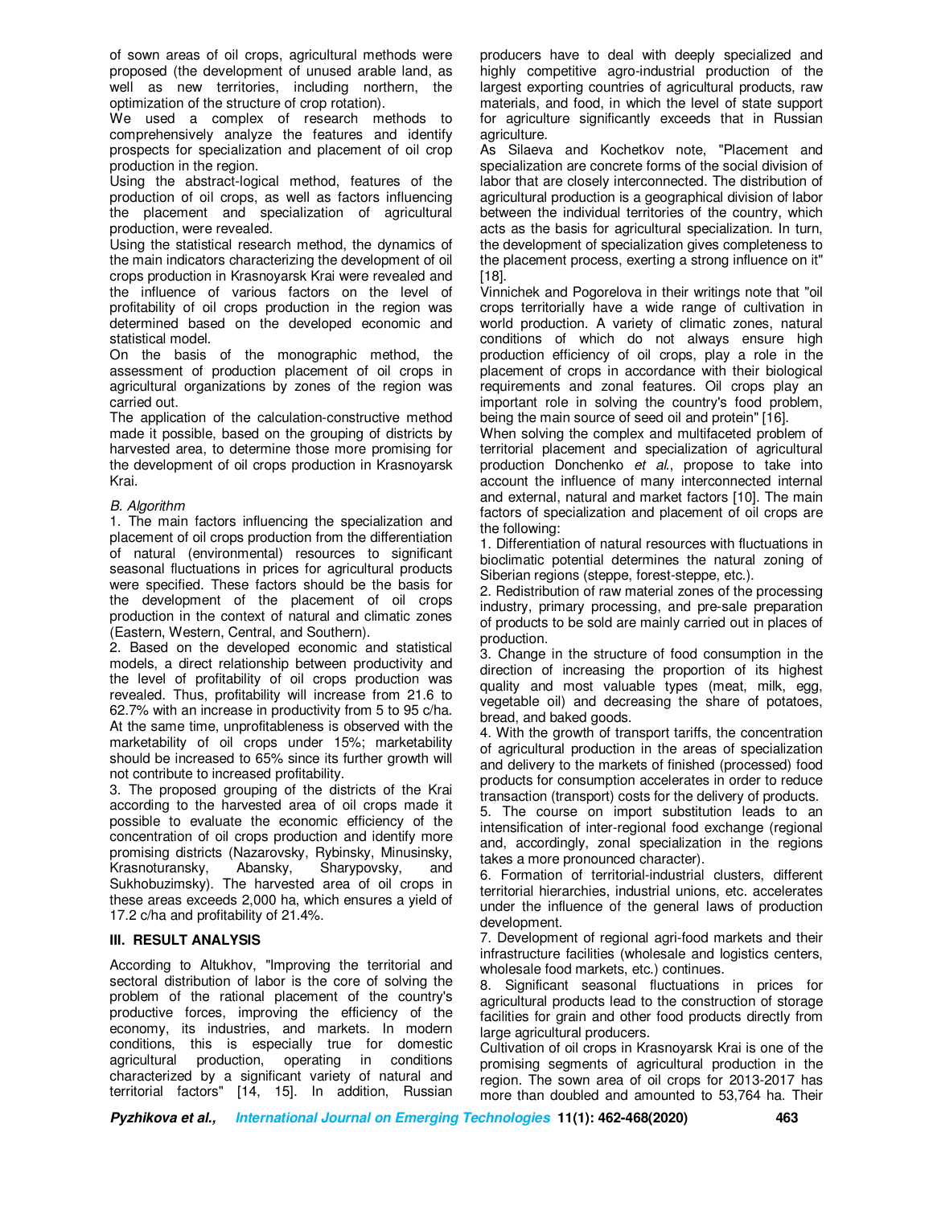of sown areas of oil crops, agricultural methods were proposed (the development of unused arable land, as well as new territories, including northern, the optimization of the structure of crop rotation).

We used a complex of research methods to comprehensively analyze the features and identify prospects for specialization and placement of oil crop production in the region.

Using the abstract-logical method, features of the production of oil crops, as well as factors influencing the placement and specialization of agricultural production, were revealed.

Using the statistical research method, the dynamics of the main indicators characterizing the development of oil crops production in Krasnoyarsk Krai were revealed and the influence of various factors on the level of profitability of oil crops production in the region was determined based on the developed economic and statistical model.

On the basis of the monographic method, the assessment of production placement of oil crops in agricultural organizations by zones of the region was carried out.

The application of the calculation-constructive method made it possible, based on the grouping of districts by harvested area, to determine those more promising for the development of oil crops production in Krasnoyarsk Krai.

*B. Algorithm*

1. The main factors influencing the specialization and placement of oil crops production from the differentiation of natural (environmental) resources to significant seasonal fluctuations in prices for agricultural products were specified. These factors should be the basis for the development of the placement of oil crops production in the context of natural and climatic zones (Eastern, Western, Central, and Southern).
2. Based on the developed economic and statistical models, a direct relationship between productivity and the level of profitability of oil crops production was revealed. Thus, profitability will increase from 21.6 to 62.7% with an increase in productivity from 5 to 95 c/ha. At the same time, unprofitableness is observed with the marketability of oil crops under 15%; marketability should be increased to 65% since its further growth will not contribute to increased profitability.
3. The proposed grouping of the districts of the Krai according to the harvested area of oil crops made it possible to evaluate the economic efficiency of the concentration of oil crops production and identify more promising districts (Nazarovsky, Rybinsky, Minusinsky, Krasnoturansky, Abansky, Sharypovsky, and Sukhobuzimsky). The harvested area of oil crops in these areas exceeds 2,000 ha, which ensures a yield of 17.2 c/ha and profitability of 21.4%.

## III. RESULT ANALYSIS

According to Altukhov, "Improving the territorial and sectoral distribution of labor is the core of solving the problem of the rational placement of the country's productive forces, improving the efficiency of the economy, its industries, and markets. In modern conditions, this is especially true for domestic agricultural production, operating in conditions characterized by a significant variety of natural and territorial factors" [14, 15]. In addition, Russian producers have to deal with deeply specialized and highly competitive agro-industrial production of the largest exporting countries of agricultural products, raw materials, and food, in which the level of state support for agriculture significantly exceeds that in Russian agriculture.

As Silaeva and Kochetkov note, "Placement and specialization are concrete forms of the social division of labor that are closely interconnected. The distribution of agricultural production is a geographical division of labor between the individual territories of the country, which acts as the basis for agricultural specialization. In turn, the development of specialization gives completeness to the placement process, exerting a strong influence on it" [18].

Vinnichek and Pogorelova in their writings note that "oil crops territorially have a wide range of cultivation in world production. A variety of climatic zones, natural conditions of which do not always ensure high production efficiency of oil crops, play a role in the placement of crops in accordance with their biological requirements and zonal features. Oil crops play an important role in solving the country's food problem, being the main source of seed oil and protein" [16].

When solving the complex and multifaceted problem of territorial placement and specialization of agricultural production Donchenko *et al.*, propose to take into account the influence of many interconnected internal and external, natural and market factors [10]. The main factors of specialization and placement of oil crops are the following:

1. Differentiation of natural resources with fluctuations in bioclimatic potential determines the natural zoning of Siberian regions (steppe, forest-steppe, etc.).
2. Redistribution of raw material zones of the processing industry, primary processing, and pre-sale preparation of products to be sold are mainly carried out in places of production.
3. Change in the structure of food consumption in the direction of increasing the proportion of its highest quality and most valuable types (meat, milk, egg, vegetable oil) and decreasing the share of potatoes, bread, and baked goods.
4. With the growth of transport tariffs, the concentration of agricultural production in the areas of specialization and delivery to the markets of finished (processed) food products for consumption accelerates in order to reduce transaction (transport) costs for the delivery of products.
5. The course on import substitution leads to an intensification of inter-regional food exchange (regional and, accordingly, zonal specialization in the regions takes a more pronounced character).
6. Formation of territorial-industrial clusters, different territorial hierarchies, industrial unions, etc. accelerates under the influence of the general laws of production development.
7. Development of regional agri-food markets and their infrastructure facilities (wholesale and logistics centers, wholesale food markets, etc.) continues.
8. Significant seasonal fluctuations in prices for agricultural products lead to the construction of storage facilities for grain and other food products directly from large agricultural producers.

Cultivation of oil crops in Krasnoyarsk Krai is one of the promising segments of agricultural production in the region. The sown area of oil crops for 2013-2017 has more than doubled and amounted to 53,764 ha. Their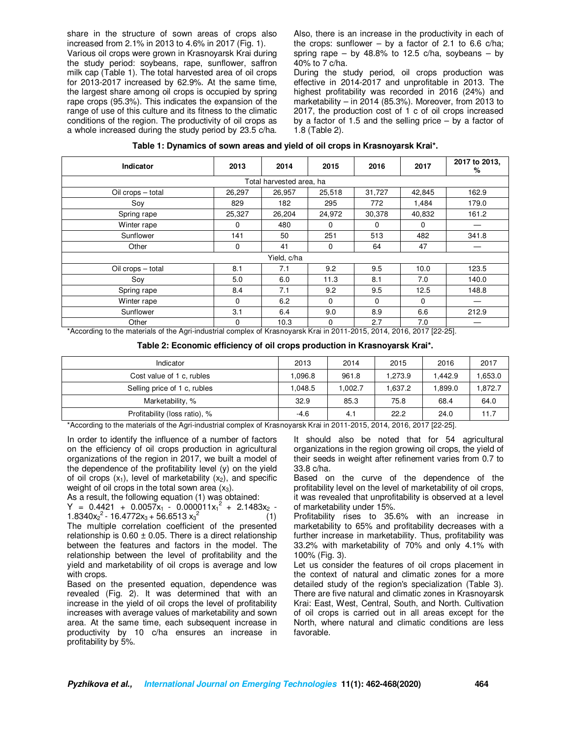share in the structure of sown areas of crops also increased from 2.1% in 2013 to 4.6% in 2017 (Fig. 1).

Various oil crops were grown in Krasnoyarsk Krai during the study period: soybeans, rape, sunflower, saffron milk cap (Table 1). The total harvested area of oil crops for 2013-2017 increased by 62.9%. At the same time, the largest share among oil crops is occupied by spring rape crops (95.3%). This indicates the expansion of the range of use of this culture and its fitness to the climatic conditions of the region. The productivity of oil crops as a whole increased during the study period by 23.5 c/ha.

Also, there is an increase in the productivity in each of the crops: sunflower – by a factor of 2.1 to 6.6 c/ha; spring rape – by 48.8% to 12.5 c/ha, soybeans – by 40% to 7 c/ha.

During the study period, oil crops production was effective in 2014-2017 and unprofitable in 2013. The highest profitability was recorded in 2016 (24%) and marketability – in 2014 (85.3%). Moreover, from 2013 to 2017, the production cost of 1 c of oil crops increased by a factor of 1.5 and the selling price – by a factor of 1.8 (Table 2).

**Table 1: Dynamics of sown areas and yield of oil crops in Krasnoyarsk Krai*.**

| Indicator | 2013 | 2014 | 2015 | 2016 | 2017 | 2017 to 2013, % |
|---|---|---|---|---|---|---|
| Total harvested area, ha | | | | | | |
| Oil crops – total | 26,297 | 26,957 | 25,518 | 31,727 | 42,845 | 162.9 |
| Soy | 829 | 182 | 295 | 772 | 1,484 | 179.0 |
| Spring rape | 25,327 | 26,204 | 24,972 | 30,378 | 40,832 | 161.2 |
| Winter rape | 0 | 480 | 0 | 0 | 0 | — |
| Sunflower | 141 | 50 | 251 | 513 | 482 | 341.8 |
| Other | 0 | 41 | 0 | 64 | 47 | — |
| Yield, c/ha | | | | | | |
| Oil crops – total | 8.1 | 7.1 | 9.2 | 9.5 | 10.0 | 123.5 |
| Soy | 5.0 | 6.0 | 11.3 | 8.1 | 7.0 | 140.0 |
| Spring rape | 8.4 | 7.1 | 9.2 | 9.5 | 12.5 | 148.8 |
| Winter rape | 0 | 6.2 | 0 | 0 | 0 | — |
| Sunflower | 3.1 | 6.4 | 9.0 | 8.9 | 6.6 | 212.9 |
| Other | 0 | 10.3 | 0 | 2.7 | 7.0 | — |

*According to the materials of the Agri-industrial complex of Krasnoyarsk Krai in 2011-2015, 2014, 2016, 2017 [22-25].

**Table 2: Economic efficiency of oil crops production in Krasnoyarsk Krai*.**

| Indicator | 2013 | 2014 | 2015 | 2016 | 2017 |
|---|---|---|---|---|---|
| Cost value of 1 c, rubles | 1,096.8 | 961.8 | 1,273.9 | 1,442.9 | 1,653.0 |
| Selling price of 1 c, rubles | 1,048.5 | 1,002.7 | 1,637.2 | 1,899.0 | 1,872.7 |
| Marketability, % | 32.9 | 85.3 | 75.8 | 68.4 | 64.0 |
| Profitability (loss ratio), % | -4.6 | 4.1 | 22.2 | 24.0 | 11.7 |

*According to the materials of the Agri-industrial complex of Krasnoyarsk Krai in 2011-2015, 2014, 2016, 2017 [22-25].

In order to identify the influence of a number of factors on the efficiency of oil crops production in agricultural organizations of the region in 2017, we built a model of the dependence of the profitability level (y) on the yield of oil crops ($x_1$), level of marketability ($x_2$), and specific weight of oil crops in the total sown area ($x_3$).

As a result, the following equation (1) was obtained:

$$Y = 0.4421 + 0.0057x_1 - 0.000011x_1^2 + 2.1483x_2 - 1.8340x_2^2 - 16.4772x_3 + 56.6513\,x_3^2 \quad (1)$$

The multiple correlation coefficient of the presented relationship is 0.60 ± 0.05. There is a direct relationship between the features and factors in the model. The relationship between the level of profitability and the yield and marketability of oil crops is average and low with crops.

Based on the presented equation, dependence was revealed (Fig. 2). It was determined that with an increase in the yield of oil crops the level of profitability increases with average values of marketability and sown area. At the same time, each subsequent increase in productivity by 10 c/ha ensures an increase in profitability by 5%.

It should also be noted that for 54 agricultural organizations in the region growing oil crops, the yield of their seeds in weight after refinement varies from 0.7 to 33.8 c/ha.

Based on the curve of the dependence of the profitability level on the level of marketability of oil crops, it was revealed that unprofitability is observed at a level of marketability under 15%.

Profitability rises to 35.6% with an increase in marketability to 65% and profitability decreases with a further increase in marketability. Thus, profitability was 33.2% with marketability of 70% and only 4.1% with 100% (Fig. 3).

Let us consider the features of oil crops placement in the context of natural and climatic zones for a more detailed study of the region's specialization (Table 3). There are five natural and climatic zones in Krasnoyarsk Krai: East, West, Central, South, and North. Cultivation of oil crops is carried out in all areas except for the North, where natural and climatic conditions are less favorable.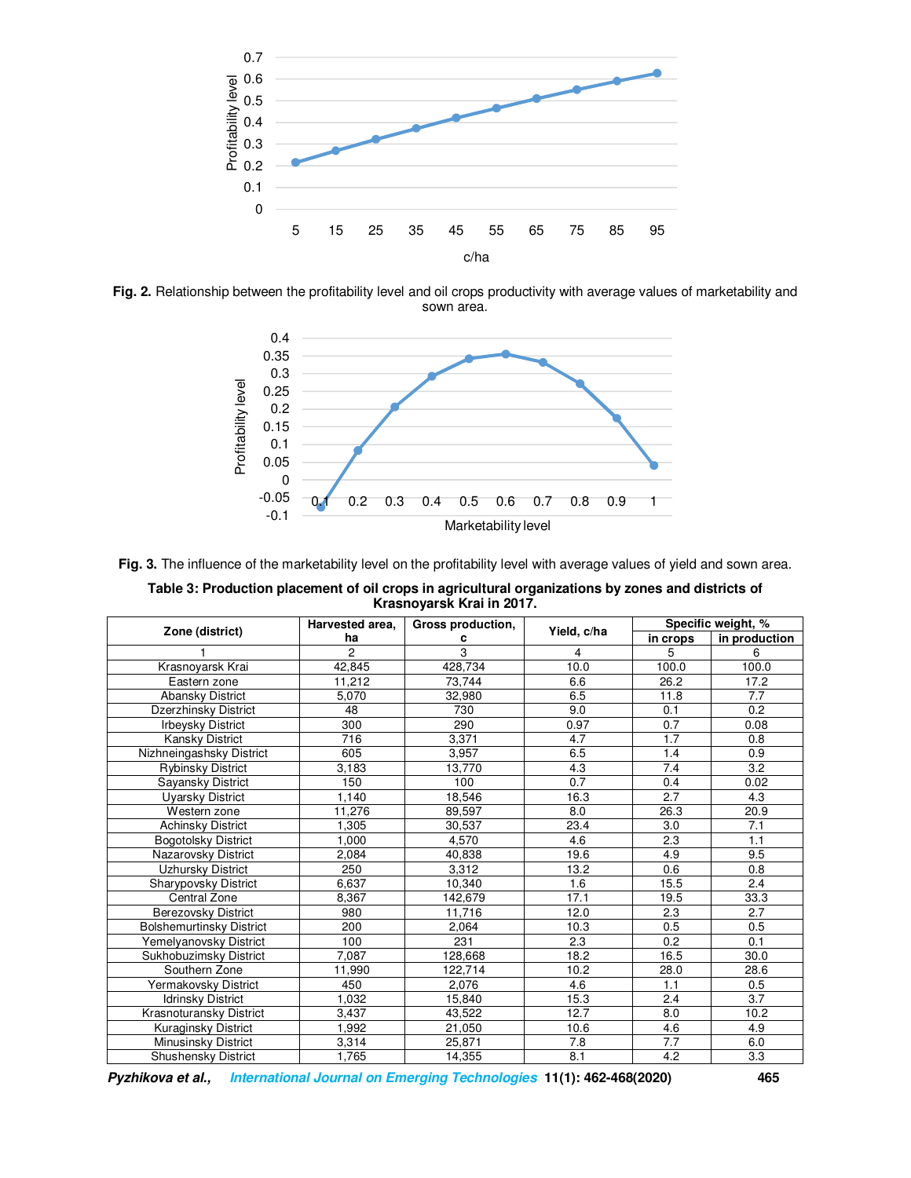**Fig. 2.** Relationship between the profitability level and oil crops productivity with average values of marketability and sown area.

**Fig. 3.** The influence of the marketability level on the profitability level with average values of yield and sown area.

**Table 3: Production placement of oil crops in agricultural organizations by zones and districts of Krasnoyarsk Krai in 2017.**

| Zone (district) | Harvested area, ha | Gross production, c | Yield, c/ha | Specific weight, % | |
|---|---|---|---|---|---|
| | | | | in crops | in production |
| 1 | 2 | 3 | 4 | 5 | 6 |
| Krasnoyarsk Krai | 42,845 | 428,734 | 10.0 | 100.0 | 100.0 |
| Eastern zone | 11,212 | 73,744 | 6.6 | 26.2 | 17.2 |
| Abansky District | 5,070 | 32,980 | 6.5 | 11.8 | 7.7 |
| Dzerzhinsky District | 48 | 730 | 9.0 | 0.1 | 0.2 |
| Irbeysky District | 300 | 290 | 0.97 | 0.7 | 0.08 |
| Kansky District | 716 | 3,371 | 4.7 | 1.7 | 0.8 |
| Nizhneingashsky District | 605 | 3,957 | 6.5 | 1.4 | 0.9 |
| Rybinsky District | 3,183 | 13,770 | 4.3 | 7.4 | 3.2 |
| Sayansky District | 150 | 100 | 0.7 | 0.4 | 0.02 |
| Uyarsky District | 1,140 | 18,546 | 16.3 | 2.7 | 4.3 |
| Western zone | 11,276 | 89,597 | 8.0 | 26.3 | 20.9 |
| Achinsky District | 1,305 | 30,537 | 23.4 | 3.0 | 7.1 |
| Bogotolsky District | 1,000 | 4,570 | 4.6 | 2.3 | 1.1 |
| Nazarovsky District | 2,084 | 40,838 | 19.6 | 4.9 | 9.5 |
| Uzhursky District | 250 | 3,312 | 13.2 | 0.6 | 0.8 |
| Sharypovsky District | 6,637 | 10,340 | 1.6 | 15.5 | 2.4 |
| Central Zone | 8,367 | 142,679 | 17.1 | 19.5 | 33.3 |
| Berezovsky District | 980 | 11,716 | 12.0 | 2.3 | 2.7 |
| Bolshemurtinsky District | 200 | 2,064 | 10.3 | 0.5 | 0.5 |
| Yemelyanovsky District | 100 | 231 | 2.3 | 0.2 | 0.1 |
| Sukhobuzimsky District | 7,087 | 128,668 | 18.2 | 16.5 | 30.0 |
| Southern Zone | 11,990 | 122,714 | 10.2 | 28.0 | 28.6 |
| Yermakovsky District | 450 | 2,076 | 4.6 | 1.1 | 0.5 |
| Idrinsky District | 1,032 | 15,840 | 15.3 | 2.4 | 3.7 |
| Krasnoturansky District | 3,437 | 43,522 | 12.7 | 8.0 | 10.2 |
| Kuraginsky District | 1,992 | 21,050 | 10.6 | 4.6 | 4.9 |
| Minusinsky District | 3,314 | 25,871 | 7.8 | 7.7 | 6.0 |
| Shushensky District | 1,765 | 14,355 | 8.1 | 4.2 | 3.3 |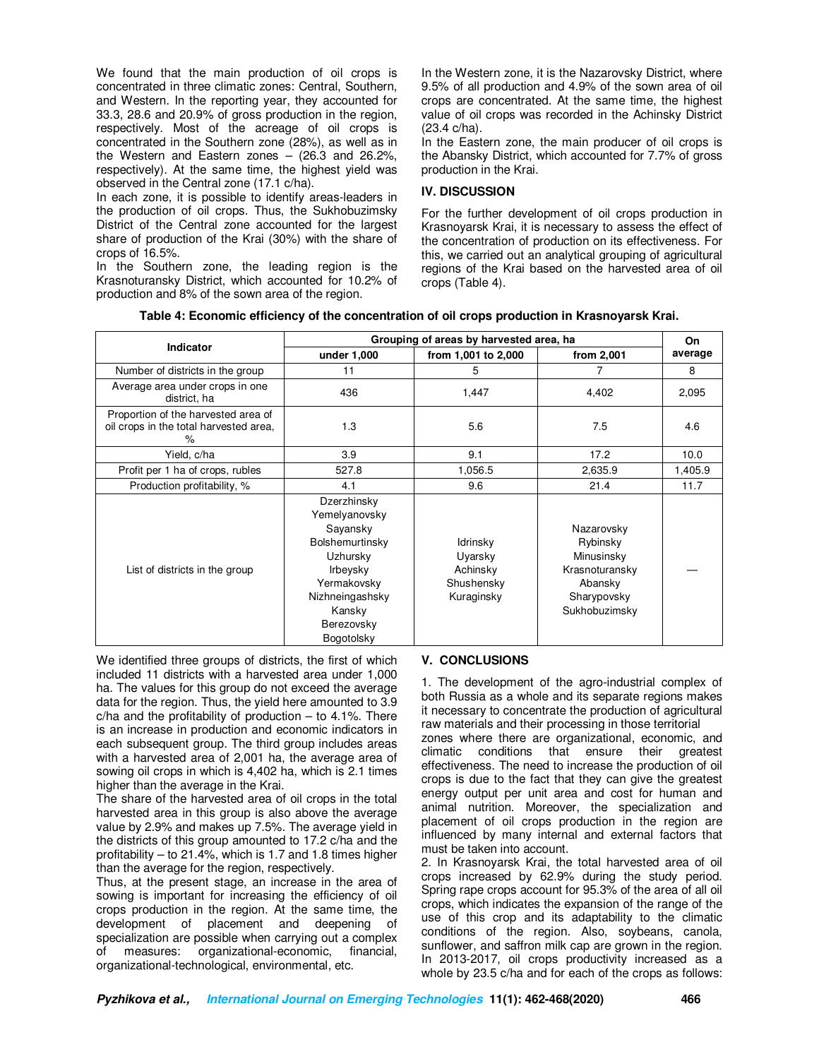We found that the main production of oil crops is concentrated in three climatic zones: Central, Southern, and Western. In the reporting year, they accounted for 33.3, 28.6 and 20.9% of gross production in the region, respectively. Most of the acreage of oil crops is concentrated in the Southern zone (28%), as well as in the Western and Eastern zones – (26.3 and 26.2%, respectively). At the same time, the highest yield was observed in the Central zone (17.1 c/ha).

In each zone, it is possible to identify areas-leaders in the production of oil crops. Thus, the Sukhobuzimsky District of the Central zone accounted for the largest share of production of the Krai (30%) with the share of crops of 16.5%.

In the Southern zone, the leading region is the Krasnoturansky District, which accounted for 10.2% of production and 8% of the sown area of the region.

In the Western zone, it is the Nazarovsky District, where 9.5% of all production and 4.9% of the sown area of oil crops are concentrated. At the same time, the highest value of oil crops was recorded in the Achinsky District (23.4 c/ha).

In the Eastern zone, the main producer of oil crops is the Abansky District, which accounted for 7.7% of gross production in the Krai.

## IV. DISCUSSION

For the further development of oil crops production in Krasnoyarsk Krai, it is necessary to assess the effect of the concentration of production on its effectiveness. For this, we carried out an analytical grouping of agricultural regions of the Krai based on the harvested area of oil crops (Table 4).

**Table 4: Economic efficiency of the concentration of oil crops production in Krasnoyarsk Krai.**

| Indicator | Grouping of areas by harvested area, ha | | | On average |
|---|---|---|---|---|
| | under 1,000 | from 1,001 to 2,000 | from 2,001 | |
| Number of districts in the group | 11 | 5 | 7 | 8 |
| Average area under crops in one district, ha | 436 | 1,447 | 4,402 | 2,095 |
| Proportion of the harvested area of oil crops in the total harvested area, % | 1.3 | 5.6 | 7.5 | 4.6 |
| Yield, c/ha | 3.9 | 9.1 | 17.2 | 10.0 |
| Profit per 1 ha of crops, rubles | 527.8 | 1,056.5 | 2,635.9 | 1,405.9 |
| Production profitability, % | 4.1 | 9.6 | 21.4 | 11.7 |
| List of districts in the group | Dzerzhinsky, Yemelyanovsky, Sayansky, Bolshemurtinsky, Uzhursky, Irbeysky, Yermakovsky, Nizhneingashsky, Kansky, Berezovsky, Bogotolsky | Idrinsky, Uyarsky, Achinsky, Shushensky, Kuraginsky | Nazarovsky, Rybinsky, Minusinsky, Krasnoturansky, Abansky, Sharypovsky, Sukhobuzimsky | — |

We identified three groups of districts, the first of which included 11 districts with a harvested area under 1,000 ha. The values for this group do not exceed the average data for the region. Thus, the yield here amounted to 3.9 c/ha and the profitability of production – to 4.1%. There is an increase in production and economic indicators in each subsequent group. The third group includes areas with a harvested area of 2,001 ha, the average area of sowing oil crops in which is 4,402 ha, which is 2.1 times higher than the average in the Krai.

The share of the harvested area of oil crops in the total harvested area in this group is also above the average value by 2.9% and makes up 7.5%. The average yield in the districts of this group amounted to 17.2 c/ha and the profitability – to 21.4%, which is 1.7 and 1.8 times higher than the average for the region, respectively.

Thus, at the present stage, an increase in the area of sowing is important for increasing the efficiency of oil crops production in the region. At the same time, the development of placement and deepening of specialization are possible when carrying out a complex of measures: organizational-economic, financial, organizational-technological, environmental, etc.

## V. CONCLUSIONS

1. The development of the agro-industrial complex of both Russia as a whole and its separate regions makes it necessary to concentrate the production of agricultural raw materials and their processing in those territorial zones where there are organizational, economic, and climatic conditions that ensure their greatest effectiveness. The need to increase the production of oil crops is due to the fact that they can give the greatest energy output per unit area and cost for human and animal nutrition. Moreover, the specialization and placement of oil crops production in the region are influenced by many internal and external factors that must be taken into account.

2. In Krasnoyarsk Krai, the total harvested area of oil crops increased by 62.9% during the study period. Spring rape crops account for 95.3% of the area of all oil crops, which indicates the expansion of the range of the use of this crop and its adaptability to the climatic conditions of the region. Also, soybeans, canola, sunflower, and saffron milk cap are grown in the region. In 2013-2017, oil crops productivity increased as a whole by 23.5 c/ha and for each of the crops as follows: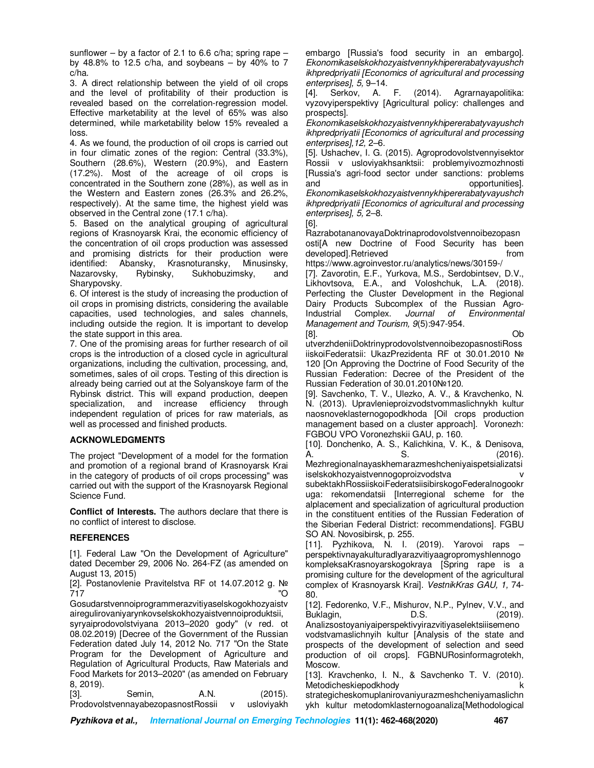sunflower – by a factor of 2.1 to 6.6 c/ha; spring rape – by 48.8% to 12.5 c/ha, and soybeans – by 40% to 7 c/ha.

3. A direct relationship between the yield of oil crops and the level of profitability of their production is revealed based on the correlation-regression model. Effective marketability at the level of 65% was also determined, while marketability below 15% revealed a loss.

4. As we found, the production of oil crops is carried out in four climatic zones of the region: Central (33.3%), Southern (28.6%), Western (20.9%), and Eastern (17.2%). Most of the acreage of oil crops is concentrated in the Southern zone (28%), as well as in the Western and Eastern zones (26.3% and 26.2%, respectively). At the same time, the highest yield was observed in the Central zone (17.1 c/ha).

5. Based on the analytical grouping of agricultural regions of Krasnoyarsk Krai, the economic efficiency of the concentration of oil crops production was assessed and promising districts for their production were identified: Abansky, Krasnoturansky, Minusinsky, Nazarovsky, Rybinsky, Sukhobuzimsky, and Sharypovsky.

6. Of interest is the study of increasing the production of oil crops in promising districts, considering the available capacities, used technologies, and sales channels, including outside the region. It is important to develop the state support in this area.

7. One of the promising areas for further research of oil crops is the introduction of a closed cycle in agricultural organizations, including the cultivation, processing, and, sometimes, sales of oil crops. Testing of this direction is already being carried out at the Solyanskoye farm of the Rybinsk district. This will expand production, deepen specialization, and increase efficiency through independent regulation of prices for raw materials, as well as processed and finished products.

## ACKNOWLEDGMENTS

The project "Development of a model for the formation and promotion of a regional brand of Krasnoyarsk Krai in the category of products of oil crops processing" was carried out with the support of the Krasnoyarsk Regional Science Fund.

**Conflict of Interests.** The authors declare that there is no conflict of interest to disclose.

## REFERENCES

[1]. Federal Law "On the Development of Agriculture" dated December 29, 2006 No. 264-FZ (as amended on August 13, 2015)

[2]. Postanovlenie Pravitelstva RF ot 14.07.2012 g. № 717 "O Gosudarstvennoiprogrammerazvitiyaselskogokhozyaistvairegulirovaniyarynkovselskokhozyaistvennoiproduktsii, syryaiprodovolstviyana 2013–2020 gody" (v red. ot 08.02.2019) [Decree of the Government of the Russian Federation dated July 14, 2012 No. 717 "On the State Program for the Development of Agriculture and Regulation of Agricultural Products, Raw Materials and Food Markets for 2013–2020" (as amended on February 8, 2019).

[3]. Semin, A.N. (2015). ProdovolstvennayabezopasnostRossii v usloviyakh embargo [Russia's food security in an embargo]. *Ekonomikaselskokhozyaistvennykhipererabatyvayushchikhpredpriyatii [Economics of agricultural and processing enterprises], 5,* 9–14.

[4]. Serkov, A. F. (2014). Agrarnayapolitika: vyzovyiperspektivy [Agricultural policy: challenges and prospects]. *Ekonomikaselskokhozyaistvennykhipererabatyvayushchikhpredpriyatii [Economics of agricultural and processing enterprises],12,* 2–6.

[5]. Ushachev, I. G. (2015). Agroprodovolstvennyisektor Rossii v usloviyakhsanktsii: problemyivozmozhnosti [Russia's agri-food sector under sanctions: problems and opportunities]. *Ekonomikaselskokhozyaistvennykhipererabatyvayushchikhpredpriyatii [Economics of agricultural and processing enterprises], 5,* 2–8.

[6]. RazrabotananovayaDoktrinaprodovolstvennoibezopasnosti[A new Doctrine of Food Security has been developed].Retrieved from https://www.agroinvestor.ru/analytics/news/30159-/

[7]. Zavorotin, E.F., Yurkova, M.S., Serdobintsev, D.V., Likhovtsova, E.A., and Voloshchuk, L.A. (2018). Perfecting the Cluster Development in the Regional Dairy Products Subcomplex of the Russian Agro-Industrial Complex. *Journal of Environmental Management and Tourism, 9*(5):947-954.

[8]. Ob utverzhdeniiDoktrinyprodovolstvennoibezopasnostiRossiiskoiFederatsii: UkazPrezidenta RF ot 30.01.2010 № 120 [On Approving the Doctrine of Food Security of the Russian Federation: Decree of the President of the Russian Federation of 30.01.2010№120.

[9]. Savchenko, T. V., Ulezko, A. V., & Kravchenko, N. N. (2013). Upravlenieproizvodstvommaslichnykh kultur naosnoveklasternogopodkhoda [Oil crops production management based on a cluster approach]. Voronezh: FGBOU VPO Voronezhskii GAU, p. 160.

[10]. Donchenko, A. S., Kalichkina, V. K., & Denisova, A. S. (2016). Mezhregionalnayaskhemarazmeshcheniyaispetsializatsiiselskokhozyaistvennogoproizvodstva v subektakhRossiiskoiFederatsiisibirskogoFederalnogookruga: rekomendatsii [Interregional scheme for the alplacement and specialization of agricultural production in the constituent entities of the Russian Federation of the Siberian Federal District: recommendations]. FGBU SO AN. Novosibirsk, p. 255.

[11]. Pyzhikova, N. I. (2019). Yarovoi raps – perspektivnayakulturadlyarazvitiyaagropromyshlennogo kompleksaKrasnoyarskogokraya [Spring rape is a promising culture for the development of the agricultural complex of Krasnoyarsk Krai]. *VestnikKras GAU, 1,* 74-80.

[12]. Fedorenko, V.F., Mishurov, N.P., Pylnev, V.V., and Buklagin, D.S. (2019). Analizsostoyaniyaiperspektivyirazvitiyaselektsiiisemenovodstvamaslichnyih kultur [Analysis of the state and prospects of the development of selection and seed production of oil crops]. FGBNURosinformagrotekh, Moscow.

[13]. Kravchenko, I. N., & Savchenko T. V. (2010). Metodicheskiepodkhody k strategicheskomuplanirovaniyurazmeshcheniyamaslichnykh kultur metodomklasternogoanaliza[Methodological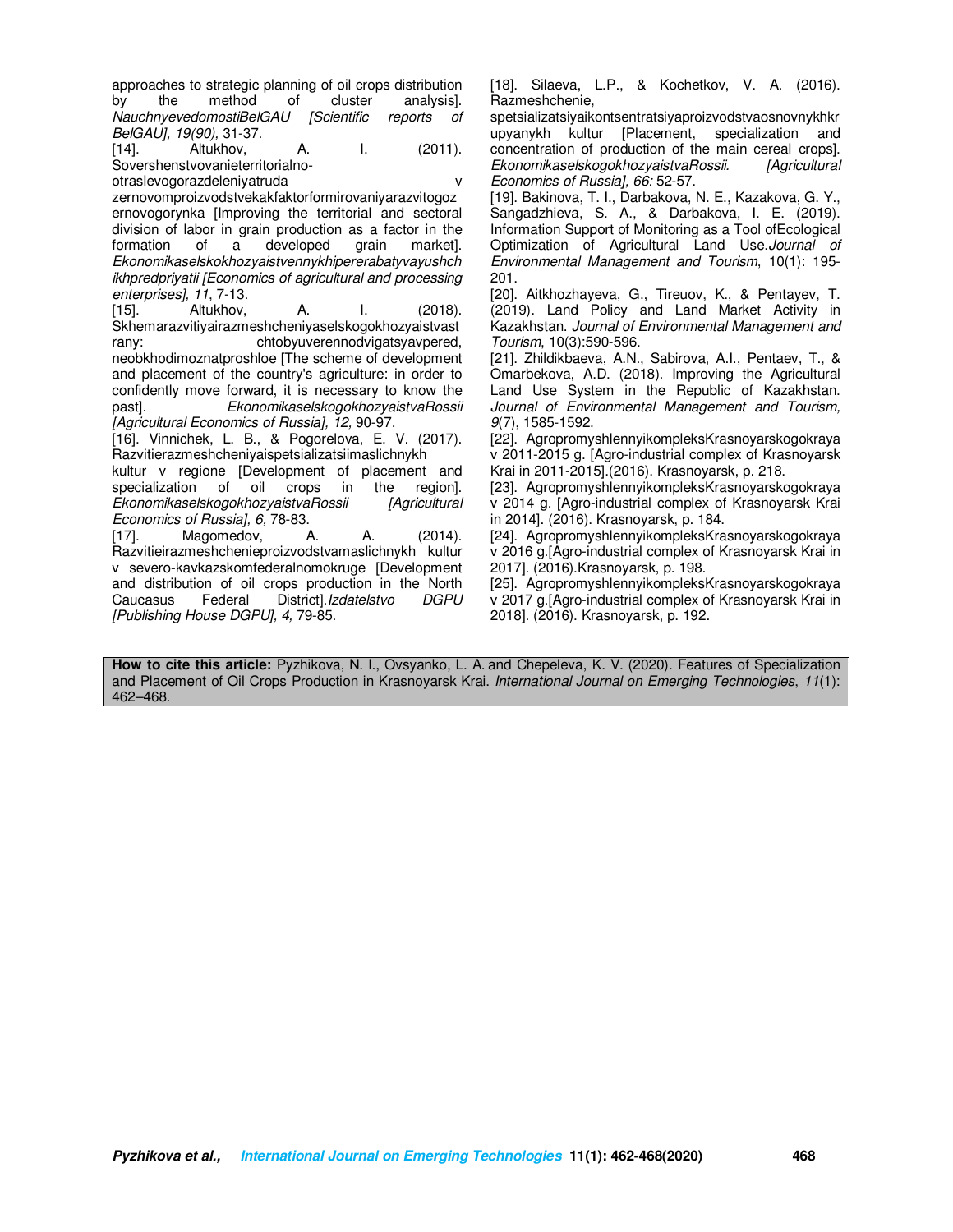approaches to strategic planning of oil crops distribution by the method of cluster analysis]. *NauchnyevedomostiBelGAU [Scientific reports of BelGAU], 19(90),* 31-37.

[14]. Altukhov, A. I. (2011). Sovershenstvovanieterritorialno-otraslevogorazdeleniyatruda v zernovomproizvodstvekakfaktorformirovaniyarazvitogozernovogorynka [Improving the territorial and sectoral division of labor in grain production as a factor in the formation of a developed grain market]. *Ekonomikaselskokhozyaistvennykhipererabatyvayushchikhpredpriyatii [Economics of agricultural and processing enterprises], 11*, 7-13.

[15]. Altukhov, A. I. (2018). Skhemarazvitiyairazmeshcheniyaselskogokhozyaistvastrany: chtobyuverennodvigatsyavpered, neobkhodimoznatproshloe [The scheme of development and placement of the country's agriculture: in order to confidently move forward, it is necessary to know the past]. *EkonomikaselskogokhozyaistvaRossii [Agricultural Economics of Russia], 12,* 90-97.

[16]. Vinnichek, L. B., & Pogorelova, E. V. (2017). Razvitierazmeshcheniyaispetsializatsiimaslichnykh kultur v regione [Development of placement and specialization of oil crops in the region]. *EkonomikaselskogokhozyaistvaRossii [Agricultural Economics of Russia], 6,* 78-83.

[17]. Magomedov, A. A. (2014). Razvitieirazmeshchenieproizvodstvamaslichnykh kultur v severo-kavkazskomfederalnomokruge [Development and distribution of oil crops production in the North Caucasus Federal District].*Izdatelstvo DGPU [Publishing House DGPU], 4,* 79-85.

[18]. Silaeva, L.P., & Kochetkov, V. A. (2016). Razmeshchenie, spetsializatsiyaikontsentratsiyaproizvodstvaosnovnykhkrupyanykh kultur [Placement, specialization and concentration of production of the main cereal crops]. *EkonomikaselskogokhozyaistvaRossii. [Agricultural Economics of Russia], 66:* 52-57.

[19]. Bakinova, T. I., Darbakova, N. E., Kazakova, G. Y., Sangadzhieva, S. A., & Darbakova, I. E. (2019). Information Support of Monitoring as a Tool ofEcological Optimization of Agricultural Land Use.*Journal of Environmental Management and Tourism*, 10(1): 195-201.

[20]. Aitkhozhayeva, G., Tireuov, K., & Pentayev, T. (2019). Land Policy and Land Market Activity in Kazakhstan. *Journal of Environmental Management and Tourism*, 10(3):590-596.

[21]. Zhildikbaeva, A.N., Sabirova, A.I., Pentaev, T., & Omarbekova, A.D. (2018). Improving the Agricultural Land Use System in the Republic of Kazakhstan. *Journal of Environmental Management and Tourism, 9*(7), 1585-1592.

[22]. AgropromyshlennyikompleksKrasnoyarskogokraya v 2011-2015 g. [Agro-industrial complex of Krasnoyarsk Krai in 2011-2015].(2016). Krasnoyarsk, p. 218.

[23]. AgropromyshlennyikompleksKrasnoyarskogokraya v 2014 g. [Agro-industrial complex of Krasnoyarsk Krai in 2014]. (2016). Krasnoyarsk, p. 184.

[24]. AgropromyshlennyikompleksKrasnoyarskogokraya v 2016 g.[Agro-industrial complex of Krasnoyarsk Krai in 2017]. (2016).Krasnoyarsk, p. 198.

[25]. AgropromyshlennyikompleksKrasnoyarskogokraya v 2017 g.[Agro-industrial complex of Krasnoyarsk Krai in 2018]. (2016). Krasnoyarsk, p. 192.

**How to cite this article:** Pyzhikova, N. I., Ovsyanko, L. A. and Chepeleva, K. V. (2020). Features of Specialization and Placement of Oil Crops Production in Krasnoyarsk Krai. *International Journal on Emerging Technologies*, *11*(1): 462–468.